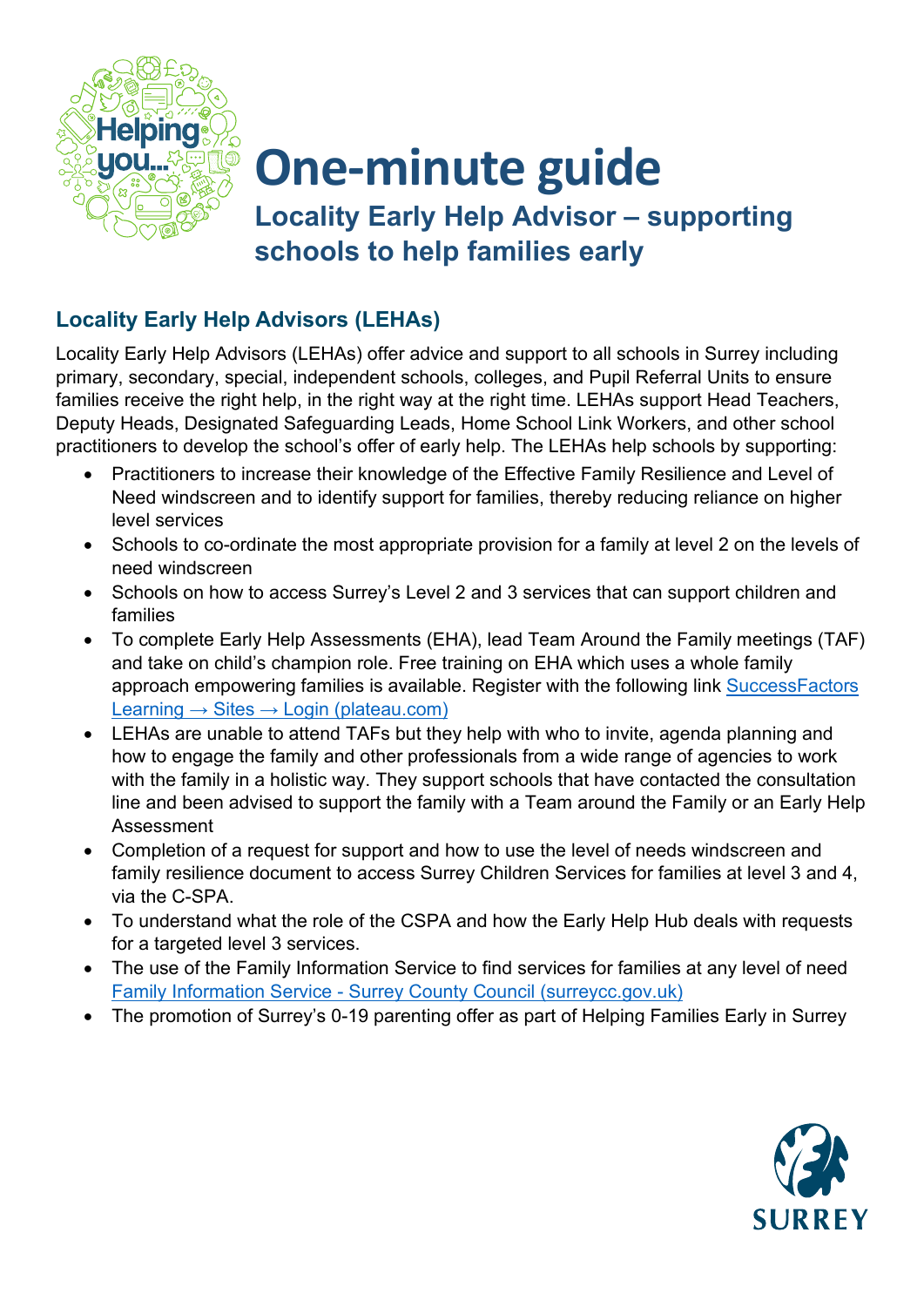# One-minute guide

## Locality Early Help Advisor – supporting schools to help families early

### Locality Early Help Advisors (LEHAs)

Locality Early Help Advisors (LEHAs) offer advice and support to all schools in Surrey including primary, secondary, special, independent schools, colleges, and Pupil Referral Units to ensure families receive the right help, in the right way at the right time. LEHAs support Head Teachers, Deputy Heads, Designated Safeguarding Leads, Home School Link Workers, and other school practitioners to develop the school's offer of early help. The LEHAs help schools by supporting:

- Practitioners to increase their knowledge of the Effective Family Resilience and Level of Need windscreen and to identify support for families, thereby reducing reliance on higher level services
- Schools to co-ordinate the most appropriate provision for a family at level 2 on the levels of need windscreen
- Schools on how to access Surrey's Level 2 and 3 services that can support children and families
- To complete Early Help Assessments (EHA), lead Team Around the Family meetings (TAF) and take on child's champion role. Free training on EHA which uses a whole family approach empowering families is available. Register with the following link [SuccessFactors Learning → Sites → Login (plateau.com)]()
- LEHAs are unable to attend TAFs but they help with who to invite, agenda planning and how to engage the family and other professionals from a wide range of agencies to work with the family in a holistic way. They support schools that have contacted the consultation line and been advised to support the family with a Team around the Family or an Early Help Assessment
- Completion of a request for support and how to use the level of needs windscreen and family resilience document to access Surrey Children Services for families at level 3 and 4, via the C-SPA.
- To understand what the role of the CSPA and how the Early Help Hub deals with requests for a targeted level 3 services.
- The use of the Family Information Service to find services for families at any level of need [Family Information Service - Surrey County Council (surreycc.gov.uk)]()
- The promotion of Surrey's 0-19 parenting offer as part of Helping Families Early in Surrey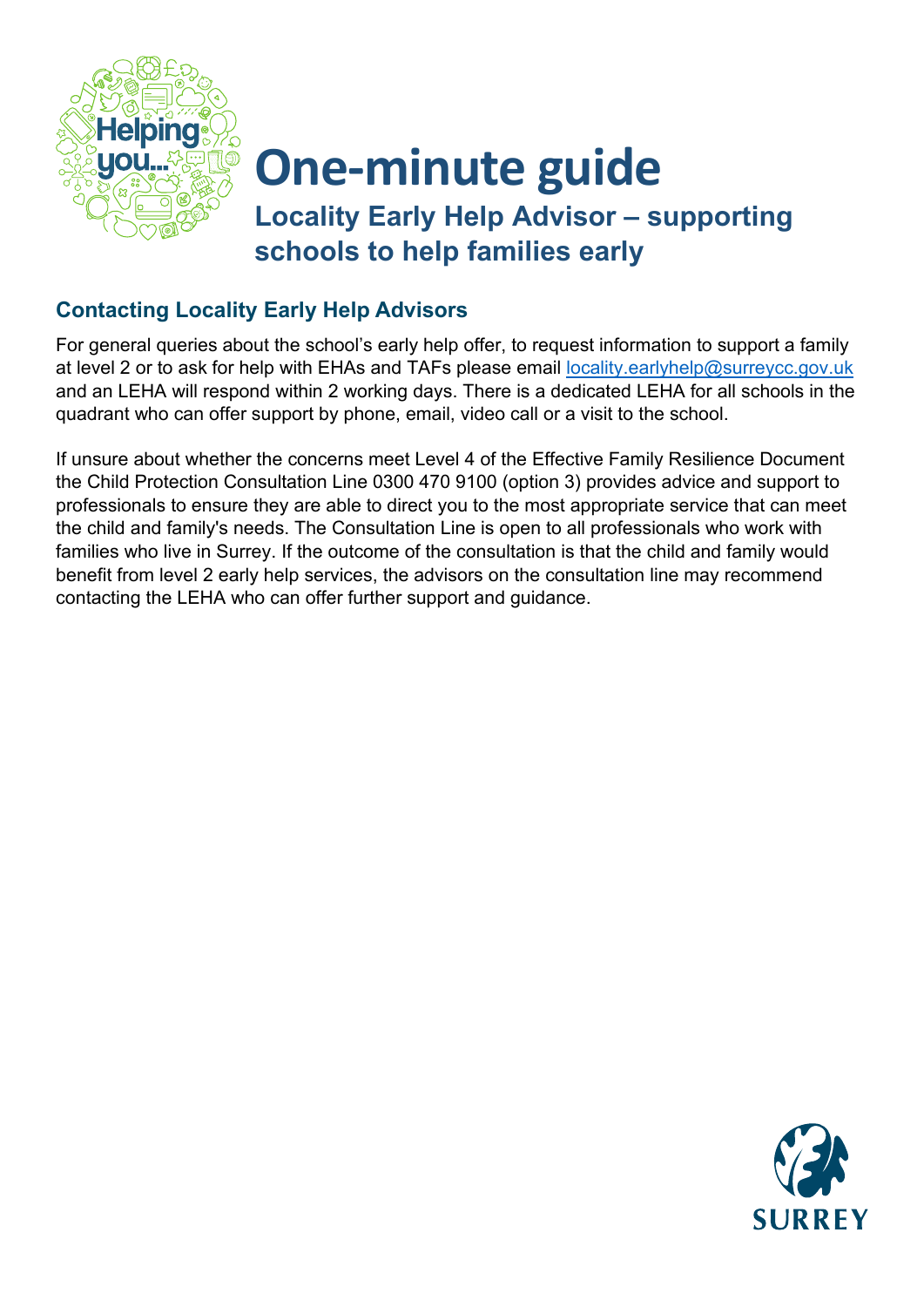# One-minute guide

## Locality Early Help Advisor – supporting schools to help families early

### Contacting Locality Early Help Advisors

For general queries about the school's early help offer, to request information to support a family at level 2 or to ask for help with EHAs and TAFs please email locality.earlyhelp@surreycc.gov.uk and an LEHA will respond within 2 working days. There is a dedicated LEHA for all schools in the quadrant who can offer support by phone, email, video call or a visit to the school.

If unsure about whether the concerns meet Level 4 of the Effective Family Resilience Document the Child Protection Consultation Line 0300 470 9100 (option 3) provides advice and support to professionals to ensure they are able to direct you to the most appropriate service that can meet the child and family's needs. The Consultation Line is open to all professionals who work with families who live in Surrey. If the outcome of the consultation is that the child and family would benefit from level 2 early help services, the advisors on the consultation line may recommend contacting the LEHA who can offer further support and guidance.